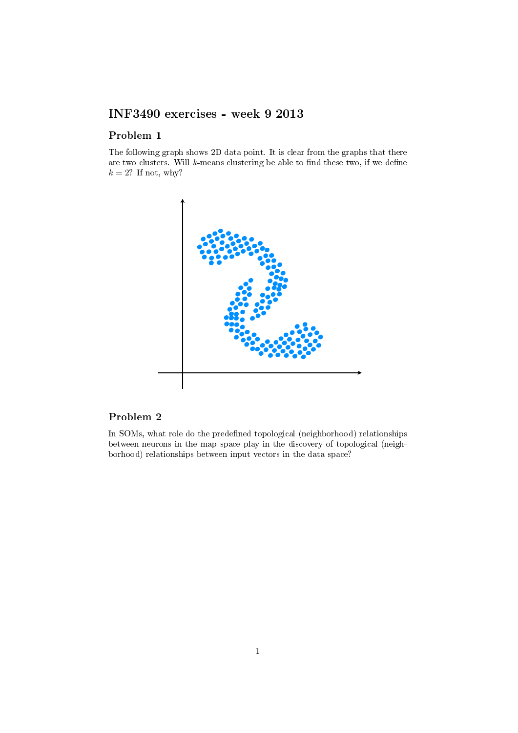# INF3490 exercises - week 9 2013

## Problem 1

The following graph shows 2D data point. It is clear from the graphs that there are two clusters. Will $k$-means clustering be able to find these two, if we define $k = 2$? If not, why?

## Problem 2

In SOMs, what role do the predefined topological (neighborhood) relationships between neurons in the map space play in the discovery of topological (neighborhood) relationships between input vectors in the data space?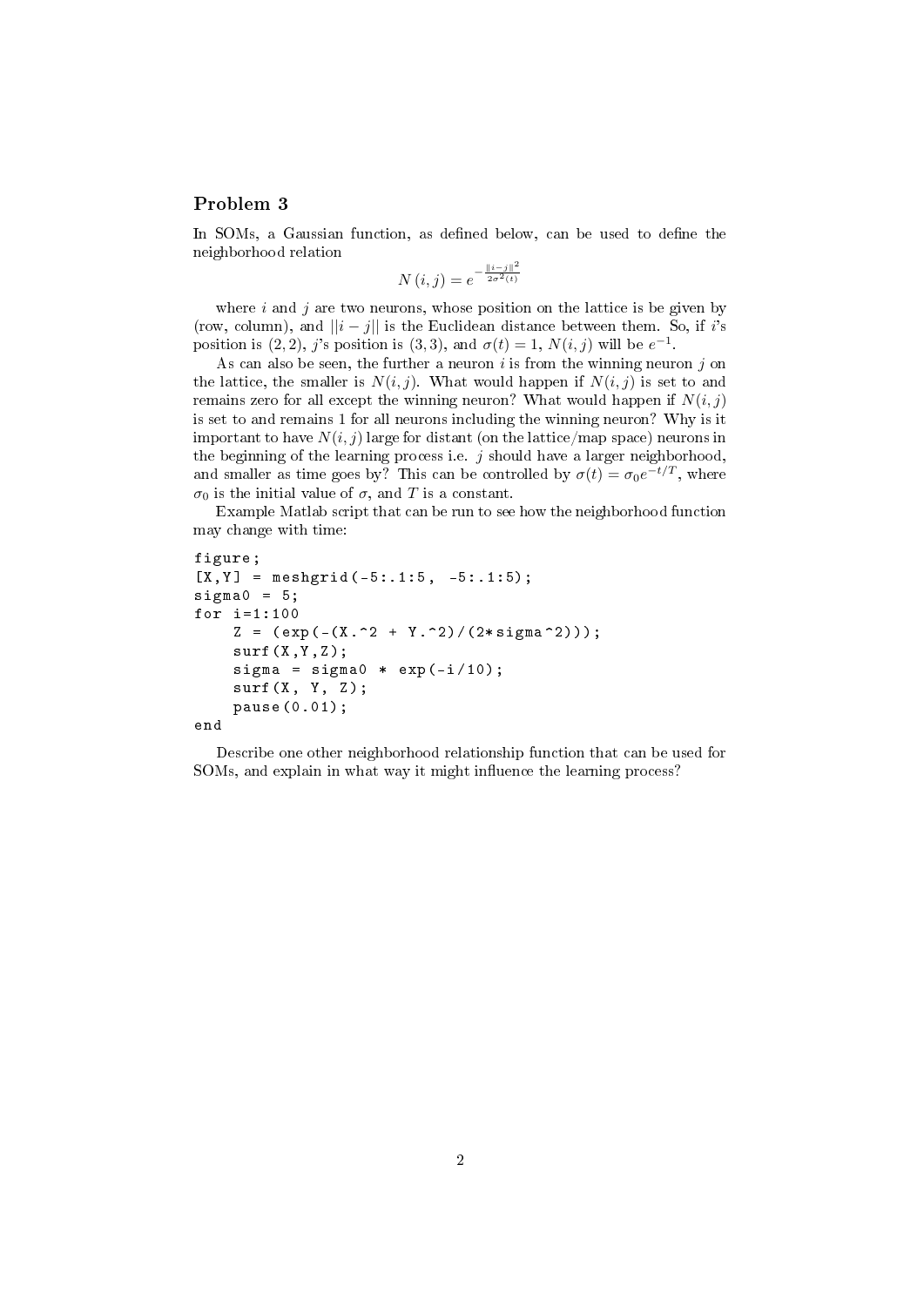## Problem 3

In SOMs, a Gaussian function, as defined below, can be used to define the neighborhood relation

$$N(i,j) = e^{-\frac{\|i-j\|^2}{2\sigma^2(t)}}$$

where $i$ and $j$ are two neurons, whose position on the lattice is be given by (row, column), and $||i - j||$ is the Euclidean distance between them. So, if $i$'s position is $(2, 2)$, $j$'s position is $(3, 3)$, and $\sigma(t) = 1$, $N(i, j)$ will be $e^{-1}$.

As can also be seen, the further a neuron $i$ is from the winning neuron $j$ on the lattice, the smaller is $N(i, j)$. What would happen if $N(i, j)$ is set to and remains zero for all except the winning neuron? What would happen if $N(i, j)$ is set to and remains 1 for all neurons including the winning neuron? Why is it important to have $N(i, j)$ large for distant (on the lattice/map space) neurons in the beginning of the learning process i.e. $j$ should have a larger neighborhood, and smaller as time goes by? This can be controlled by $\sigma(t) = \sigma_0 e^{-t/T}$, where $\sigma_0$ is the initial value of $\sigma$, and $T$ is a constant.

Example Matlab script that can be run to see how the neighborhood function may change with time:

```
figure;
[X,Y] = meshgrid(-5:.1:5, -5:.1:5);
sigma0 = 5;
for i=1:100
    Z = (exp(-(X.^2 + Y.^2)/(2*sigma^2)));
    surf(X,Y,Z);
    sigma = sigma0 * exp(-i/10);
    surf(X, Y, Z);
    pause(0.01);
end
```

Describe one other neighborhood relationship function that can be used for SOMs, and explain in what way it might influence the learning process?